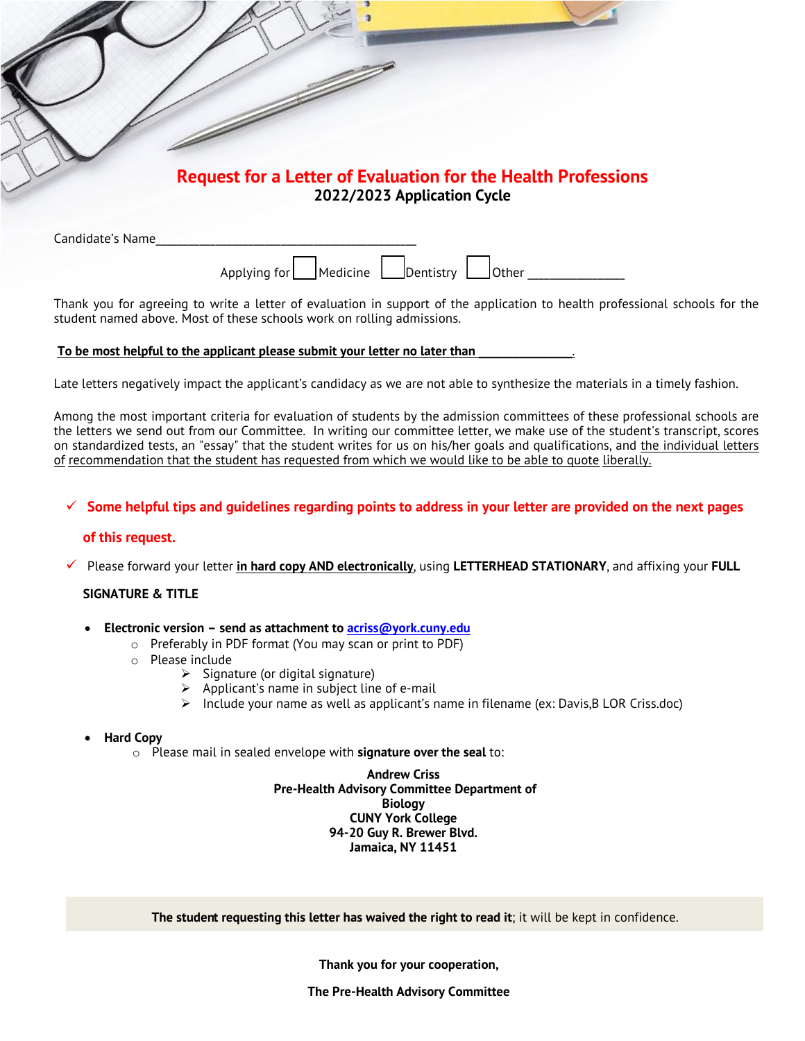# Request for a Letter of Evaluation for the Health Professions

**2022/2023 Application Cycle**

Candidate's Name__________________________________________

Applying for ☐ Medicine ☐ Dentistry ☐ Other _______________

Thank you for agreeing to write a letter of evaluation in support of the application to health professional schools for the student named above. Most of these schools work on rolling admissions.

**To be most helpful to the applicant please submit your letter no later than _______________.**

Late letters negatively impact the applicant's candidacy as we are not able to synthesize the materials in a timely fashion.

Among the most important criteria for evaluation of students by the admission committees of these professional schools are the letters we send out from our Committee. In writing our committee letter, we make use of the student's transcript, scores on standardized tests, an "essay" that the student writes for us on his/her goals and qualifications, and the individual letters of recommendation that the student has requested from which we would like to be able to quote liberally.

- ✓ **Some helpful tips and guidelines regarding points to address in your letter are provided on the next pages of this request.**
- ✓ Please forward your letter **in hard copy AND electronically**, using **LETTERHEAD STATIONARY**, and affixing your **FULL SIGNATURE & TITLE**
  - **Electronic version – send as attachment to acriss@york.cuny.edu**
    - Preferably in PDF format (You may scan or print to PDF)
    - Please include
      - Signature (or digital signature)
      - Applicant's name in subject line of e-mail
      - Include your name as well as applicant's name in filename (ex: Davis,B LOR Criss.doc)
  - **Hard Copy**
    - Please mail in sealed envelope with **signature over the seal** to:

**Andrew Criss**
**Pre-Health Advisory Committee Department of Biology**
**CUNY York College**
**94-20 Guy R. Brewer Blvd.**
**Jamaica, NY 11451**

**The student requesting this letter has waived the right to read it**; it will be kept in confidence.

**Thank you for your cooperation,**

**The Pre-Health Advisory Committee**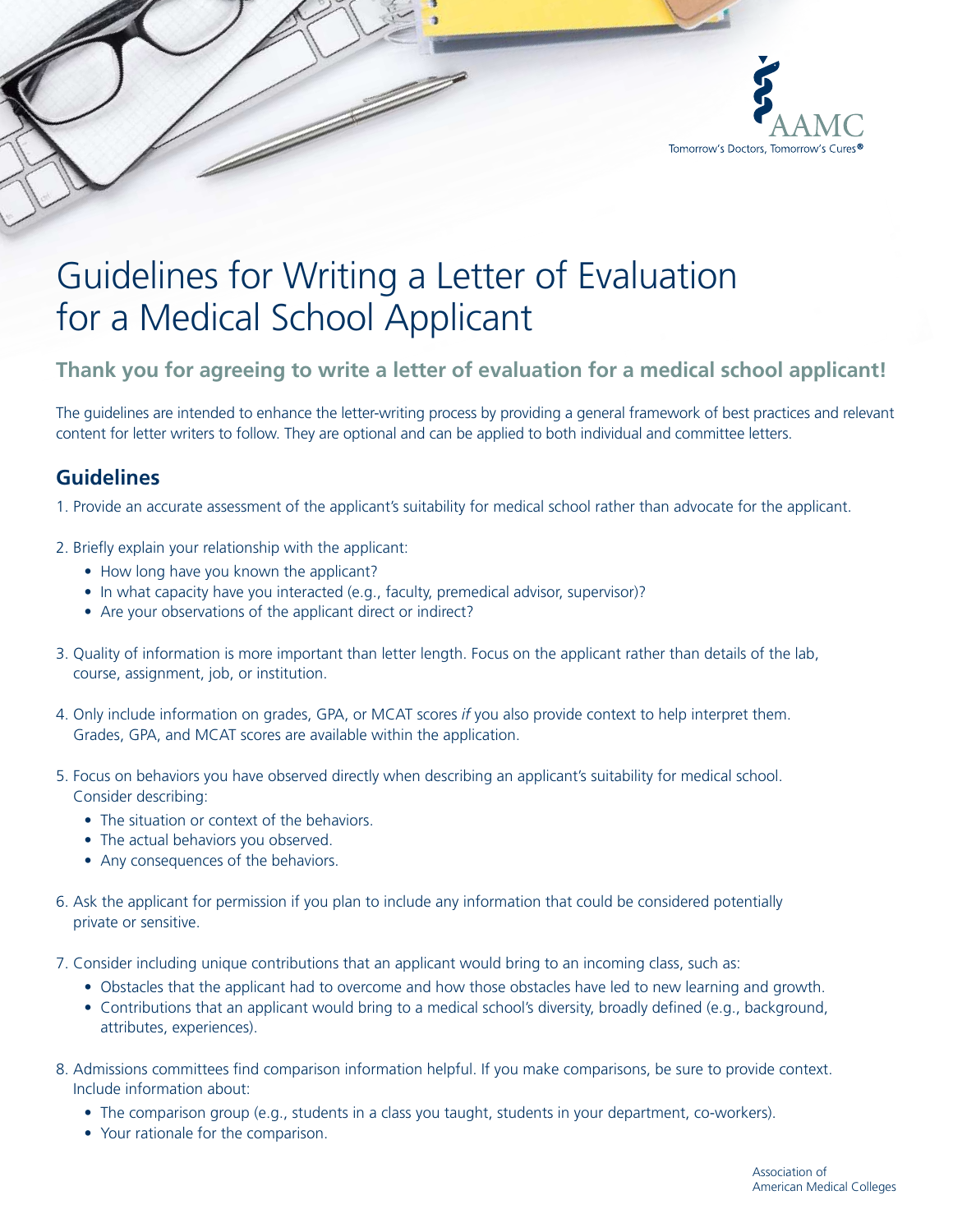# Guidelines for Writing a Letter of Evaluation for a Medical School Applicant

### Thank you for agreeing to write a letter of evaluation for a medical school applicant!

The guidelines are intended to enhance the letter-writing process by providing a general framework of best practices and relevant content for letter writers to follow. They are optional and can be applied to both individual and committee letters.

## Guidelines

1. Provide an accurate assessment of the applicant's suitability for medical school rather than advocate for the applicant.

2. Briefly explain your relationship with the applicant:
   - How long have you known the applicant?
   - In what capacity have you interacted (e.g., faculty, premedical advisor, supervisor)?
   - Are your observations of the applicant direct or indirect?

3. Quality of information is more important than letter length. Focus on the applicant rather than details of the lab, course, assignment, job, or institution.

4. Only include information on grades, GPA, or MCAT scores *if* you also provide context to help interpret them. Grades, GPA, and MCAT scores are available within the application.

5. Focus on behaviors you have observed directly when describing an applicant's suitability for medical school. Consider describing:
   - The situation or context of the behaviors.
   - The actual behaviors you observed.
   - Any consequences of the behaviors.

6. Ask the applicant for permission if you plan to include any information that could be considered potentially private or sensitive.

7. Consider including unique contributions that an applicant would bring to an incoming class, such as:
   - Obstacles that the applicant had to overcome and how those obstacles have led to new learning and growth.
   - Contributions that an applicant would bring to a medical school's diversity, broadly defined (e.g., background, attributes, experiences).

8. Admissions committees find comparison information helpful. If you make comparisons, be sure to provide context. Include information about:
   - The comparison group (e.g., students in a class you taught, students in your department, co-workers).
   - Your rationale for the comparison.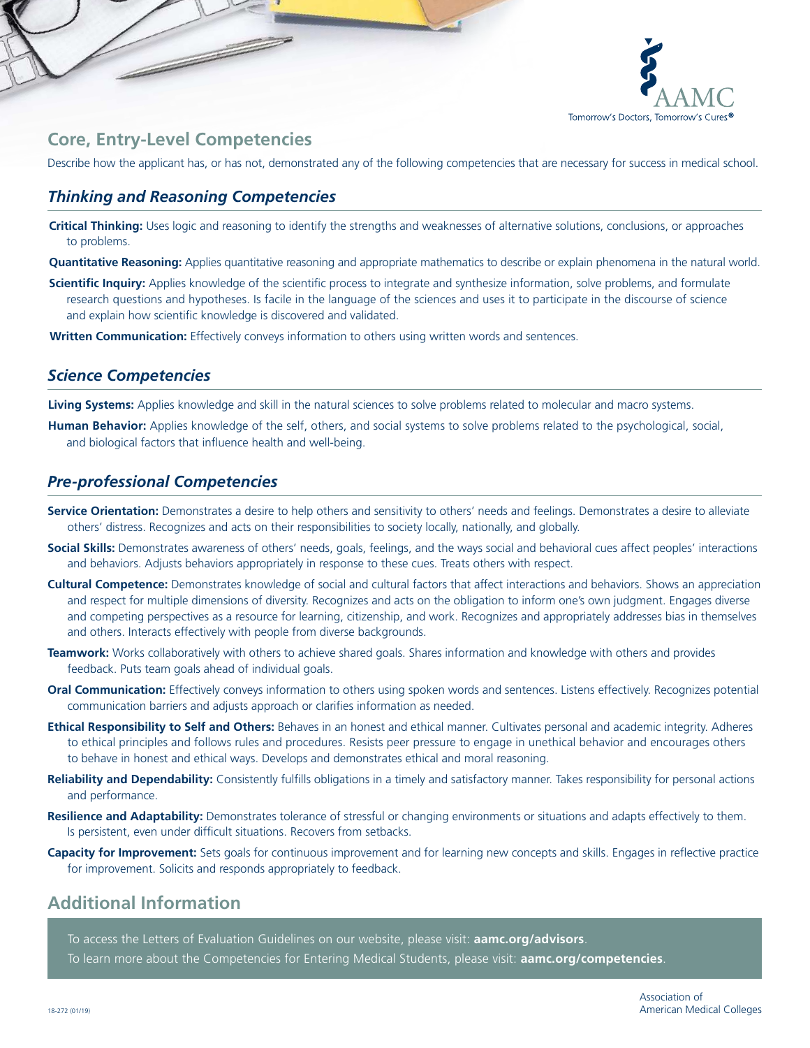AAMC

Tomorrow's Doctors, Tomorrow's Cures®

## Core, Entry-Level Competencies

Describe how the applicant has, or has not, demonstrated any of the following competencies that are necessary for success in medical school.

### *Thinking and Reasoning Competencies*

**Critical Thinking:** Uses logic and reasoning to identify the strengths and weaknesses of alternative solutions, conclusions, or approaches to problems.

**Quantitative Reasoning:** Applies quantitative reasoning and appropriate mathematics to describe or explain phenomena in the natural world.

**Scientific Inquiry:** Applies knowledge of the scientific process to integrate and synthesize information, solve problems, and formulate research questions and hypotheses. Is facile in the language of the sciences and uses it to participate in the discourse of science and explain how scientific knowledge is discovered and validated.

**Written Communication:** Effectively conveys information to others using written words and sentences.

### *Science Competencies*

**Living Systems:** Applies knowledge and skill in the natural sciences to solve problems related to molecular and macro systems.

**Human Behavior:** Applies knowledge of the self, others, and social systems to solve problems related to the psychological, social, and biological factors that influence health and well-being.

### *Pre-professional Competencies*

**Service Orientation:** Demonstrates a desire to help others and sensitivity to others' needs and feelings. Demonstrates a desire to alleviate others' distress. Recognizes and acts on their responsibilities to society locally, nationally, and globally.

**Social Skills:** Demonstrates awareness of others' needs, goals, feelings, and the ways social and behavioral cues affect peoples' interactions and behaviors. Adjusts behaviors appropriately in response to these cues. Treats others with respect.

**Cultural Competence:** Demonstrates knowledge of social and cultural factors that affect interactions and behaviors. Shows an appreciation and respect for multiple dimensions of diversity. Recognizes and acts on the obligation to inform one's own judgment. Engages diverse and competing perspectives as a resource for learning, citizenship, and work. Recognizes and appropriately addresses bias in themselves and others. Interacts effectively with people from diverse backgrounds.

**Teamwork:** Works collaboratively with others to achieve shared goals. Shares information and knowledge with others and provides feedback. Puts team goals ahead of individual goals.

**Oral Communication:** Effectively conveys information to others using spoken words and sentences. Listens effectively. Recognizes potential communication barriers and adjusts approach or clarifies information as needed.

**Ethical Responsibility to Self and Others:** Behaves in an honest and ethical manner. Cultivates personal and academic integrity. Adheres to ethical principles and follows rules and procedures. Resists peer pressure to engage in unethical behavior and encourages others to behave in honest and ethical ways. Develops and demonstrates ethical and moral reasoning.

**Reliability and Dependability:** Consistently fulfills obligations in a timely and satisfactory manner. Takes responsibility for personal actions and performance.

**Resilience and Adaptability:** Demonstrates tolerance of stressful or changing environments or situations and adapts effectively to them. Is persistent, even under difficult situations. Recovers from setbacks.

**Capacity for Improvement:** Sets goals for continuous improvement and for learning new concepts and skills. Engages in reflective practice for improvement. Solicits and responds appropriately to feedback.

## Additional Information

To access the Letters of Evaluation Guidelines on our website, please visit: **aamc.org/advisors**.

To learn more about the Competencies for Entering Medical Students, please visit: **aamc.org/competencies**.

18-272 (01/19)

Association of American Medical Colleges